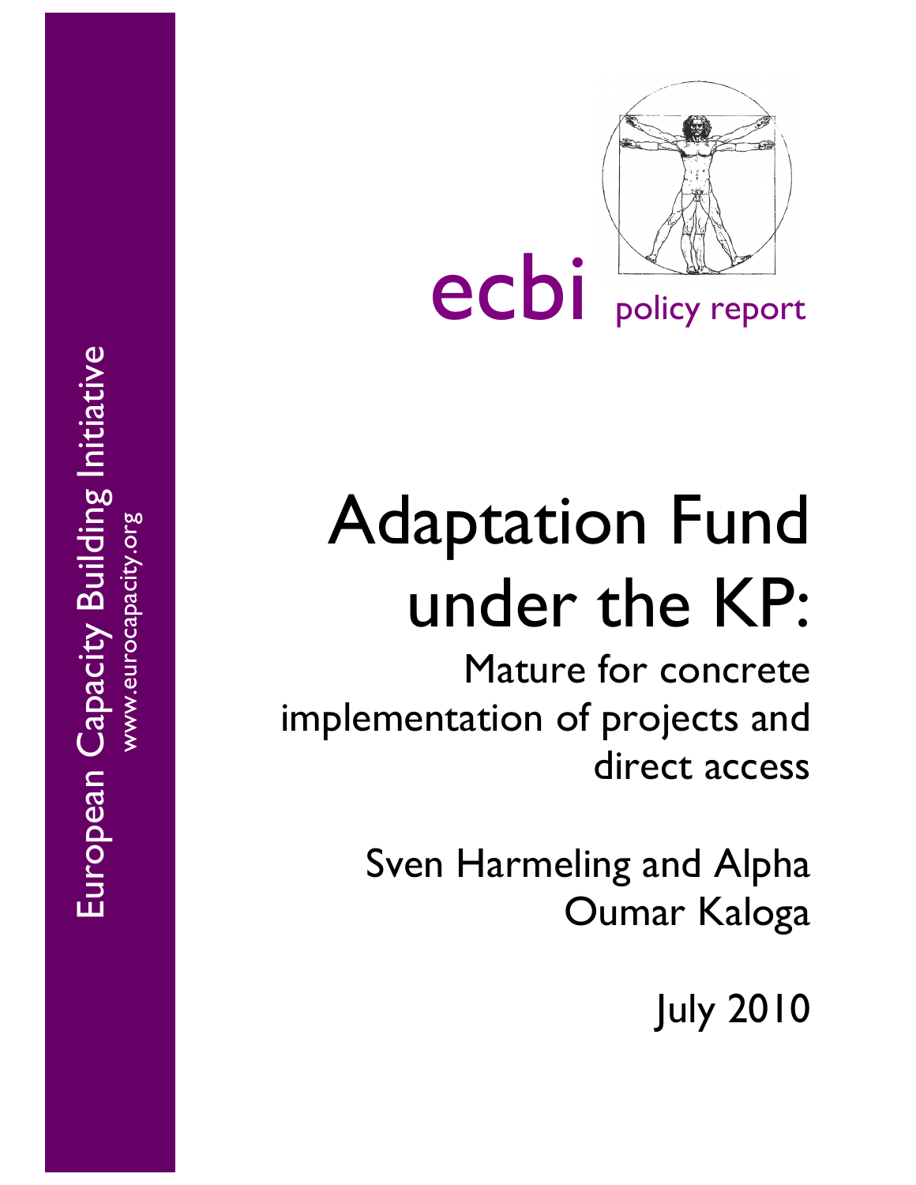European Capacity Building Initiative

www.eurocapacity.org

ecbi policy report

# Adaptation Fund under the KP:

## Mature for concrete implementation of projects and direct access

Sven Harmeling and Alpha Oumar Kaloga

July 2010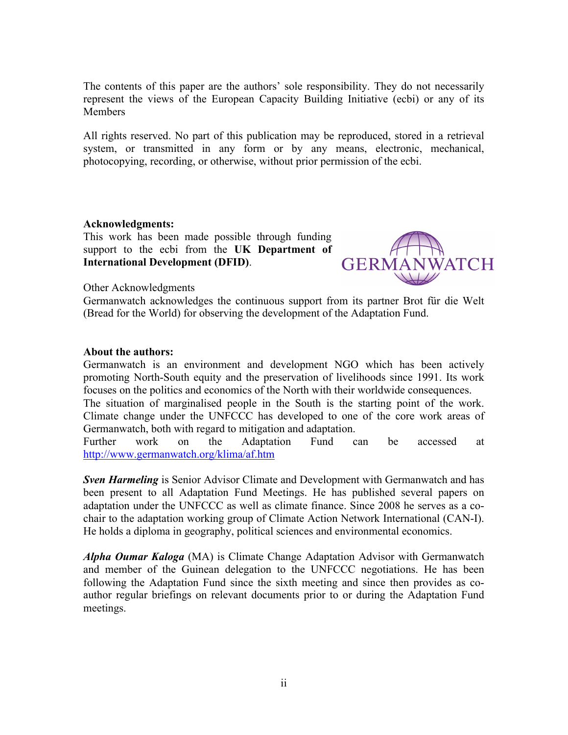The contents of this paper are the authors' sole responsibility. They do not necessarily represent the views of the European Capacity Building Initiative (ecbi) or any of its Members

All rights reserved. No part of this publication may be reproduced, stored in a retrieval system, or transmitted in any form or by any means, electronic, mechanical, photocopying, recording, or otherwise, without prior permission of the ecbi.

**Acknowledgments:**

This work has been made possible through funding support to the ecbi from the **UK Department of International Development (DFID)**.

Other Acknowledgments

Germanwatch acknowledges the continuous support from its partner Brot für die Welt (Bread for the World) for observing the development of the Adaptation Fund.

**About the authors:**

Germanwatch is an environment and development NGO which has been actively promoting North-South equity and the preservation of livelihoods since 1991. Its work focuses on the politics and economics of the North with their worldwide consequences.
The situation of marginalised people in the South is the starting point of the work. Climate change under the UNFCCC has developed to one of the core work areas of Germanwatch, both with regard to mitigation and adaptation.
Further work on the Adaptation Fund can be accessed at http://www.germanwatch.org/klima/af.htm

***Sven Harmeling*** is Senior Advisor Climate and Development with Germanwatch and has been present to all Adaptation Fund Meetings. He has published several papers on adaptation under the UNFCCC as well as climate finance. Since 2008 he serves as a co-chair to the adaptation working group of Climate Action Network International (CAN-I). He holds a diploma in geography, political sciences and environmental economics.

***Alpha Oumar Kaloga*** (MA) is Climate Change Adaptation Advisor with Germanwatch and member of the Guinean delegation to the UNFCCC negotiations. He has been following the Adaptation Fund since the sixth meeting and since then provides as co-author regular briefings on relevant documents prior to or during the Adaptation Fund meetings.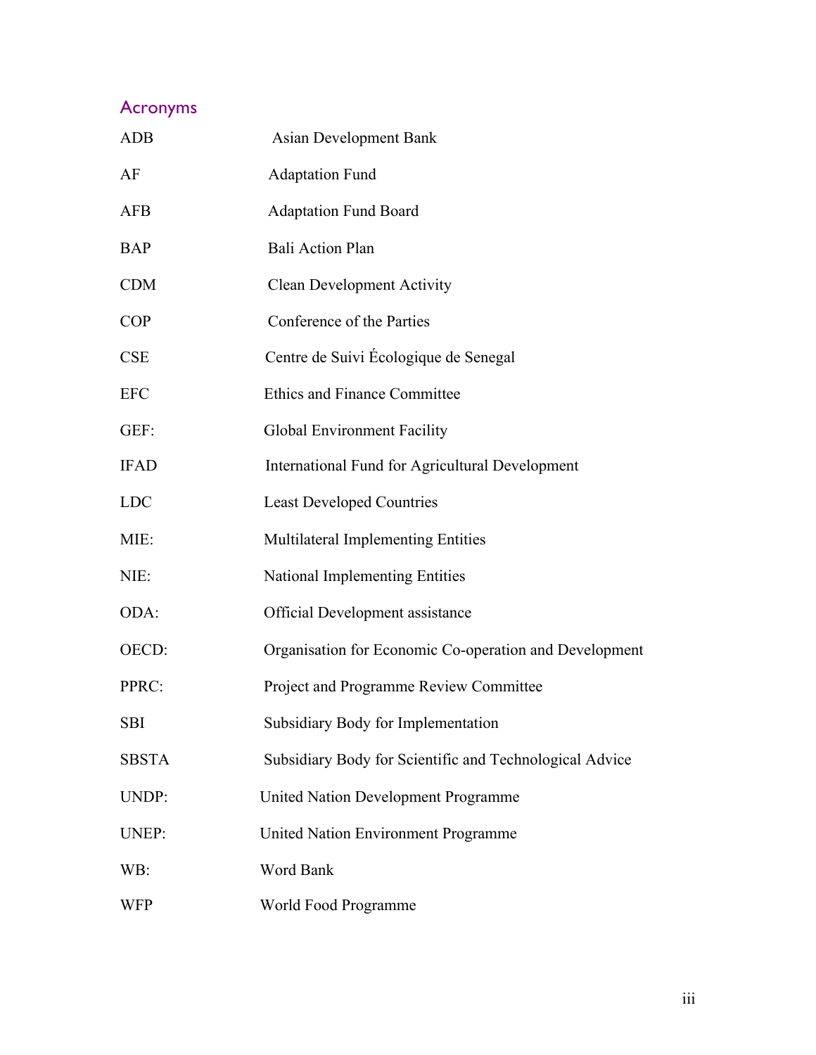## Acronyms

| | |
|---|---|
| ADB | Asian Development Bank |
| AF | Adaptation Fund |
| AFB | Adaptation Fund Board |
| BAP | Bali Action Plan |
| CDM | Clean Development Activity |
| COP | Conference of the Parties |
| CSE | Centre de Suivi Écologique de Senegal |
| EFC | Ethics and Finance Committee |
| GEF: | Global Environment Facility |
| IFAD | International Fund for Agricultural Development |
| LDC | Least Developed Countries |
| MIE: | Multilateral Implementing Entities |
| NIE: | National Implementing Entities |
| ODA: | Official Development assistance |
| OECD: | Organisation for Economic Co-operation and Development |
| PPRC: | Project and Programme Review Committee |
| SBI | Subsidiary Body for Implementation |
| SBSTA | Subsidiary Body for Scientific and Technological Advice |
| UNDP: | United Nation Development Programme |
| UNEP: | United Nation Environment Programme |
| WB: | Word Bank |
| WFP | World Food Programme |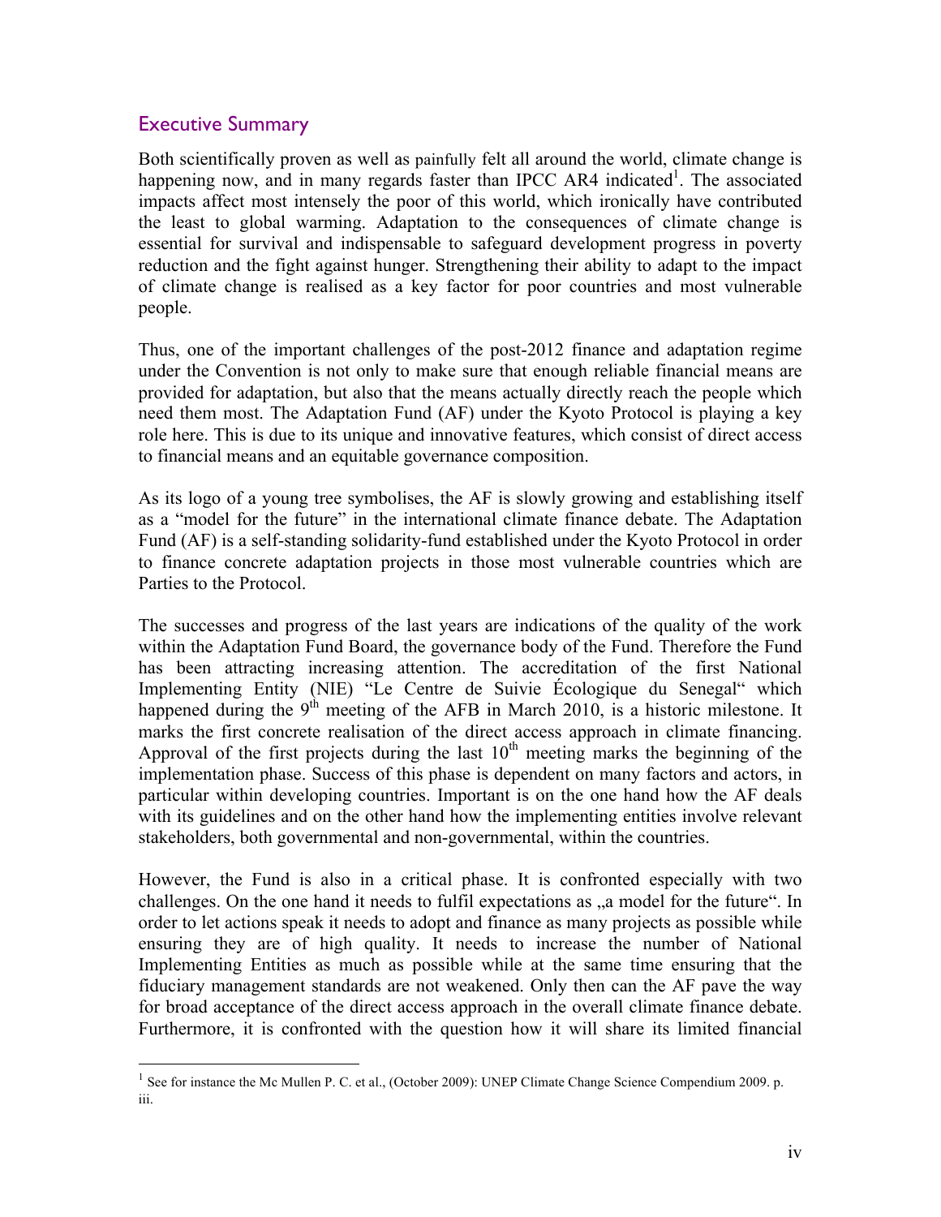## Executive Summary

Both scientifically proven as well as painfully felt all around the world, climate change is happening now, and in many regards faster than IPCC AR4 indicated[1]. The associated impacts affect most intensely the poor of this world, which ironically have contributed the least to global warming. Adaptation to the consequences of climate change is essential for survival and indispensable to safeguard development progress in poverty reduction and the fight against hunger. Strengthening their ability to adapt to the impact of climate change is realised as a key factor for poor countries and most vulnerable people.

Thus, one of the important challenges of the post-2012 finance and adaptation regime under the Convention is not only to make sure that enough reliable financial means are provided for adaptation, but also that the means actually directly reach the people which need them most. The Adaptation Fund (AF) under the Kyoto Protocol is playing a key role here. This is due to its unique and innovative features, which consist of direct access to financial means and an equitable governance composition.

As its logo of a young tree symbolises, the AF is slowly growing and establishing itself as a "model for the future" in the international climate finance debate. The Adaptation Fund (AF) is a self-standing solidarity-fund established under the Kyoto Protocol in order to finance concrete adaptation projects in those most vulnerable countries which are Parties to the Protocol.

The successes and progress of the last years are indications of the quality of the work within the Adaptation Fund Board, the governance body of the Fund. Therefore the Fund has been attracting increasing attention. The accreditation of the first National Implementing Entity (NIE) "Le Centre de Suivie Écologique du Senegal" which happened during the 9th meeting of the AFB in March 2010, is a historic milestone. It marks the first concrete realisation of the direct access approach in climate financing. Approval of the first projects during the last 10th meeting marks the beginning of the implementation phase. Success of this phase is dependent on many factors and actors, in particular within developing countries. Important is on the one hand how the AF deals with its guidelines and on the other hand how the implementing entities involve relevant stakeholders, both governmental and non-governmental, within the countries.

However, the Fund is also in a critical phase. It is confronted especially with two challenges. On the one hand it needs to fulfil expectations as „a model for the future". In order to let actions speak it needs to adopt and finance as many projects as possible while ensuring they are of high quality. It needs to increase the number of National Implementing Entities as much as possible while at the same time ensuring that the fiduciary management standards are not weakened. Only then can the AF pave the way for broad acceptance of the direct access approach in the overall climate finance debate. Furthermore, it is confronted with the question how it will share its limited financial

[1] See for instance the Mc Mullen P. C. et al., (October 2009): UNEP Climate Change Science Compendium 2009. p. iii.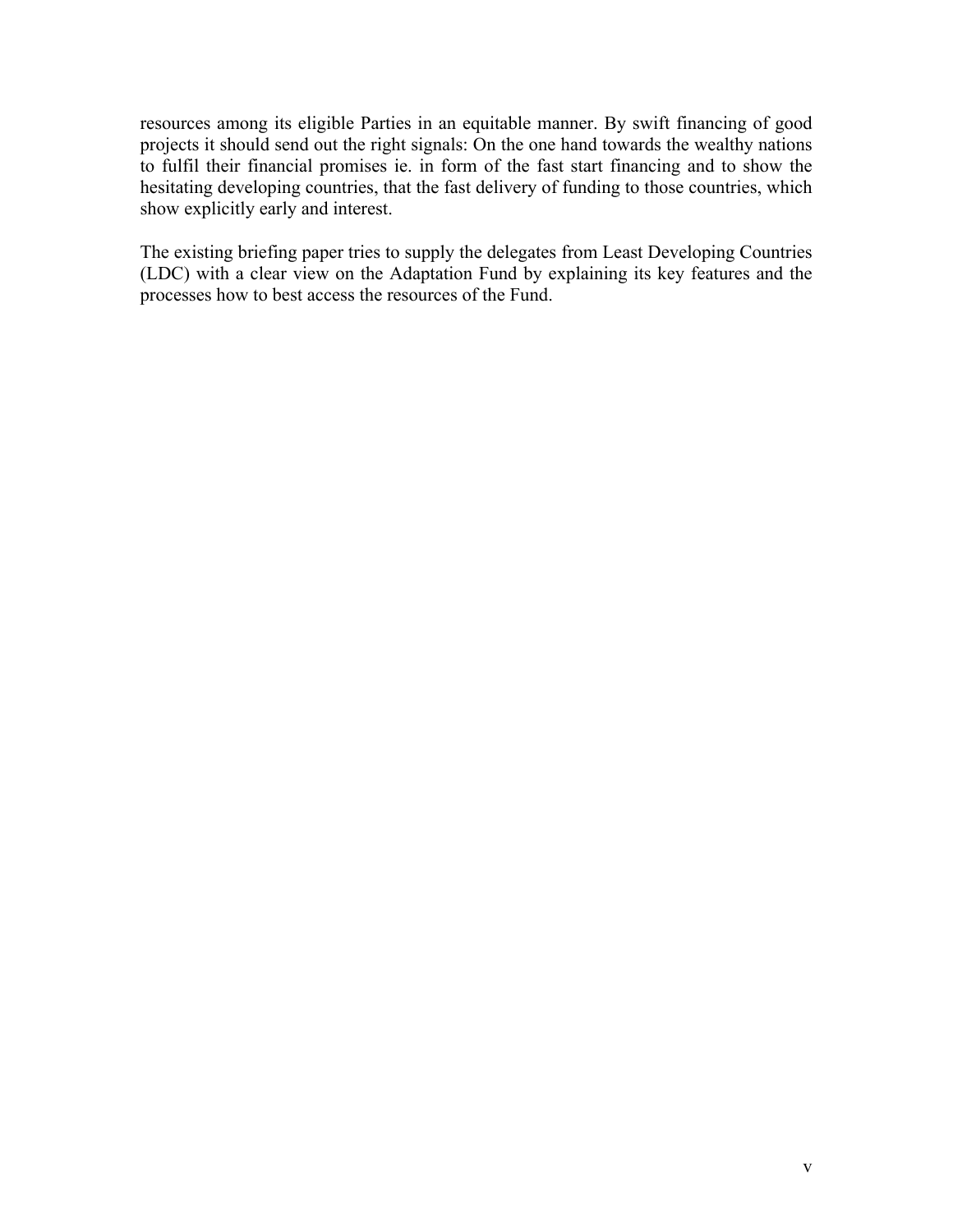resources among its eligible Parties in an equitable manner. By swift financing of good projects it should send out the right signals: On the one hand towards the wealthy nations to fulfil their financial promises ie. in form of the fast start financing and to show the hesitating developing countries, that the fast delivery of funding to those countries, which show explicitly early and interest.

The existing briefing paper tries to supply the delegates from Least Developing Countries (LDC) with a clear view on the Adaptation Fund by explaining its key features and the processes how to best access the resources of the Fund.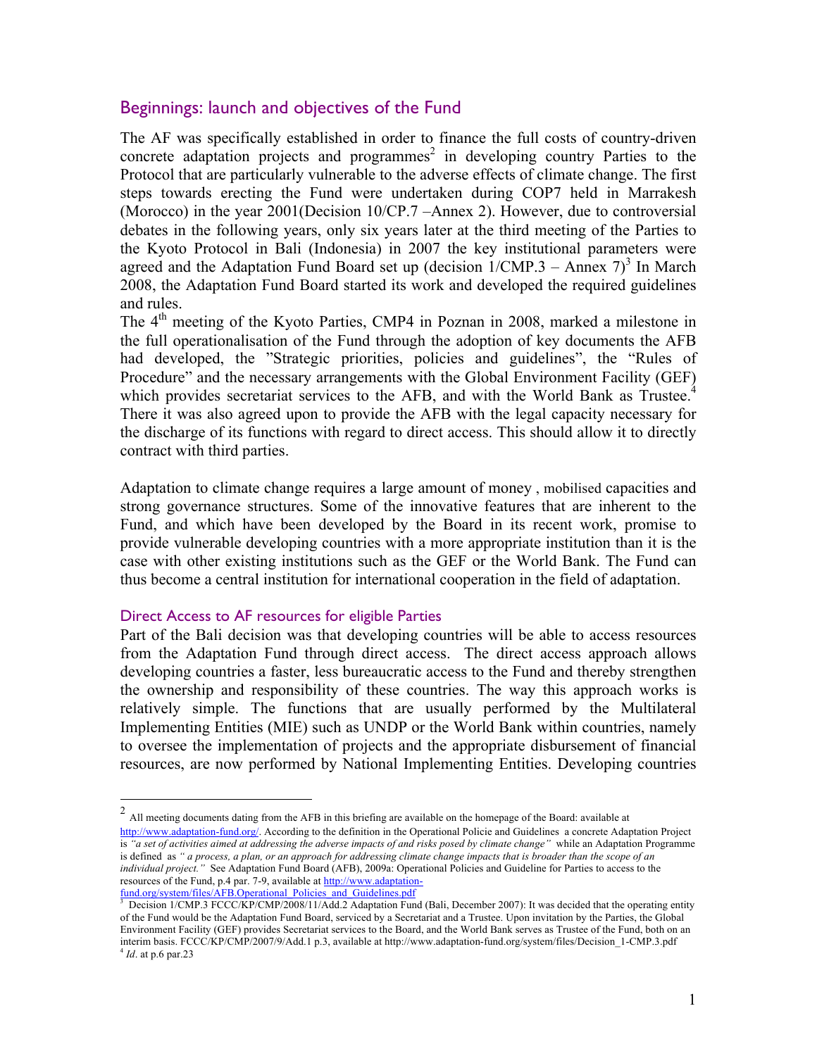## Beginnings: launch and objectives of the Fund

The AF was specifically established in order to finance the full costs of country-driven concrete adaptation projects and programmes[2] in developing country Parties to the Protocol that are particularly vulnerable to the adverse effects of climate change. The first steps towards erecting the Fund were undertaken during COP7 held in Marrakesh (Morocco) in the year 2001(Decision 10/CP.7 –Annex 2). However, due to controversial debates in the following years, only six years later at the third meeting of the Parties to the Kyoto Protocol in Bali (Indonesia) in 2007 the key institutional parameters were agreed and the Adaptation Fund Board set up (decision 1/CMP.3 – Annex 7)[3] In March 2008, the Adaptation Fund Board started its work and developed the required guidelines and rules.

The 4th meeting of the Kyoto Parties, CMP4 in Poznan in 2008, marked a milestone in the full operationalisation of the Fund through the adoption of key documents the AFB had developed, the "Strategic priorities, policies and guidelines", the "Rules of Procedure" and the necessary arrangements with the Global Environment Facility (GEF) which provides secretariat services to the AFB, and with the World Bank as Trustee.[4] There it was also agreed upon to provide the AFB with the legal capacity necessary for the discharge of its functions with regard to direct access. This should allow it to directly contract with third parties.

Adaptation to climate change requires a large amount of money , mobilised capacities and strong governance structures. Some of the innovative features that are inherent to the Fund, and which have been developed by the Board in its recent work, promise to provide vulnerable developing countries with a more appropriate institution than it is the case with other existing institutions such as the GEF or the World Bank. The Fund can thus become a central institution for international cooperation in the field of adaptation.

### Direct Access to AF resources for eligible Parties

Part of the Bali decision was that developing countries will be able to access resources from the Adaptation Fund through direct access. The direct access approach allows developing countries a faster, less bureaucratic access to the Fund and thereby strengthen the ownership and responsibility of these countries. The way this approach works is relatively simple. The functions that are usually performed by the Multilateral Implementing Entities (MIE) such as UNDP or the World Bank within countries, namely to oversee the implementation of projects and the appropriate disbursement of financial resources, are now performed by National Implementing Entities. Developing countries

---

[2] All meeting documents dating from the AFB in this briefing are available on the homepage of the Board: available at http://www.adaptation-fund.org/. According to the definition in the Operational Policie and Guidelines a concrete Adaptation Project is *"a set of activities aimed at addressing the adverse impacts of and risks posed by climate change"* while an Adaptation Programme is defined as *" a process, a plan, or an approach for addressing climate change impacts that is broader than the scope of an individual project."* See Adaptation Fund Board (AFB), 2009a: Operational Policies and Guideline for Parties to access to the resources of the Fund, p.4 par. 7-9, available at http://www.adaptation-fund.org/system/files/AFB.Operational_Policies_and_Guidelines.pdf

[3] Decision 1/CMP.3 FCCC/KP/CMP/2008/11/Add.2 Adaptation Fund (Bali, December 2007): It was decided that the operating entity of the Fund would be the Adaptation Fund Board, serviced by a Secretariat and a Trustee. Upon invitation by the Parties, the Global Environment Facility (GEF) provides Secretariat services to the Board, and the World Bank serves as Trustee of the Fund, both on an interim basis. FCCC/KP/CMP/2007/9/Add.1 p.3, available at http://www.adaptation-fund.org/system/files/Decision_1-CMP.3.pdf

[4] *Id*. at p.6 par.23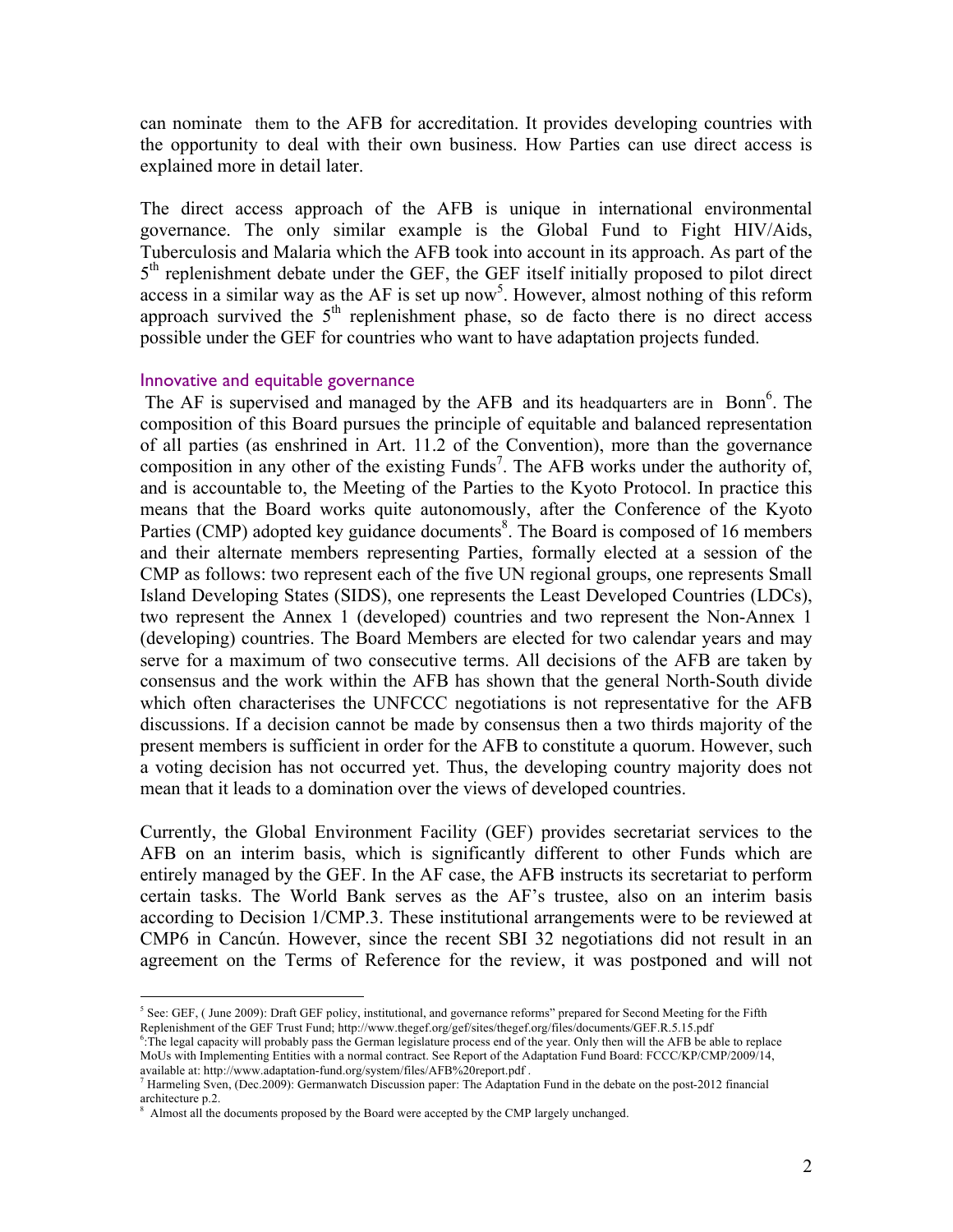can nominate them to the AFB for accreditation. It provides developing countries with the opportunity to deal with their own business. How Parties can use direct access is explained more in detail later.

The direct access approach of the AFB is unique in international environmental governance. The only similar example is the Global Fund to Fight HIV/Aids, Tuberculosis and Malaria which the AFB took into account in its approach. As part of the 5th replenishment debate under the GEF, the GEF itself initially proposed to pilot direct access in a similar way as the AF is set up now[5]. However, almost nothing of this reform approach survived the 5th replenishment phase, so de facto there is no direct access possible under the GEF for countries who want to have adaptation projects funded.

### Innovative and equitable governance

The AF is supervised and managed by the AFB and its headquarters are in Bonn[6]. The composition of this Board pursues the principle of equitable and balanced representation of all parties (as enshrined in Art. 11.2 of the Convention), more than the governance composition in any other of the existing Funds[7]. The AFB works under the authority of, and is accountable to, the Meeting of the Parties to the Kyoto Protocol. In practice this means that the Board works quite autonomously, after the Conference of the Kyoto Parties (CMP) adopted key guidance documents[8]. The Board is composed of 16 members and their alternate members representing Parties, formally elected at a session of the CMP as follows: two represent each of the five UN regional groups, one represents Small Island Developing States (SIDS), one represents the Least Developed Countries (LDCs), two represent the Annex 1 (developed) countries and two represent the Non-Annex 1 (developing) countries. The Board Members are elected for two calendar years and may serve for a maximum of two consecutive terms. All decisions of the AFB are taken by consensus and the work within the AFB has shown that the general North-South divide which often characterises the UNFCCC negotiations is not representative for the AFB discussions. If a decision cannot be made by consensus then a two thirds majority of the present members is sufficient in order for the AFB to constitute a quorum. However, such a voting decision has not occurred yet. Thus, the developing country majority does not mean that it leads to a domination over the views of developed countries.

Currently, the Global Environment Facility (GEF) provides secretariat services to the AFB on an interim basis, which is significantly different to other Funds which are entirely managed by the GEF. In the AF case, the AFB instructs its secretariat to perform certain tasks. The World Bank serves as the AF's trustee, also on an interim basis according to Decision 1/CMP.3. These institutional arrangements were to be reviewed at CMP6 in Cancún. However, since the recent SBI 32 negotiations did not result in an agreement on the Terms of Reference for the review, it was postponed and will not

---

[5] See: GEF, ( June 2009): Draft GEF policy, institutional, and governance reforms" prepared for Second Meeting for the Fifth Replenishment of the GEF Trust Fund; http://www.thegef.org/gef/sites/thegef.org/files/documents/GEF.R.5.15.pdf

[6] :The legal capacity will probably pass the German legislature process end of the year. Only then will the AFB be able to replace MoUs with Implementing Entities with a normal contract. See Report of the Adaptation Fund Board: FCCC/KP/CMP/2009/14, available at: http://www.adaptation-fund.org/system/files/AFB%20report.pdf .

[7] Harmeling Sven, (Dec.2009): Germanwatch Discussion paper: The Adaptation Fund in the debate on the post-2012 financial architecture p.2.

[8] Almost all the documents proposed by the Board were accepted by the CMP largely unchanged.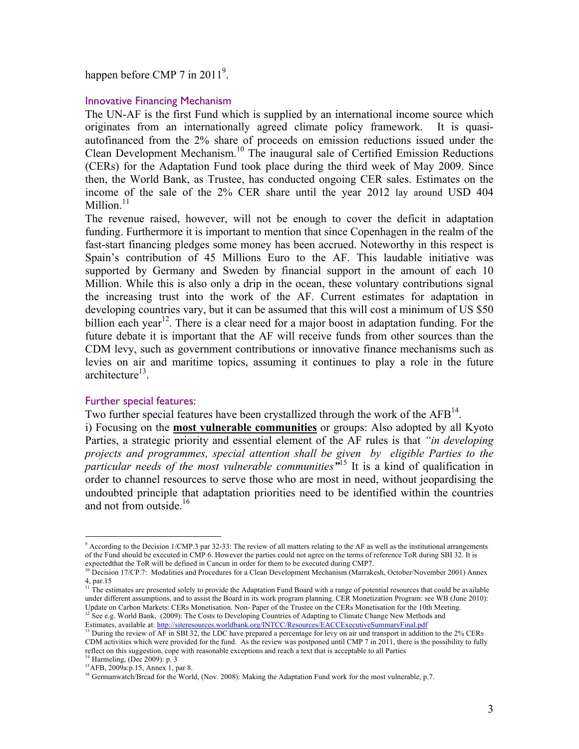happen before CMP 7 in 2011[9].

### Innovative Financing Mechanism

The UN-AF is the first Fund which is supplied by an international income source which originates from an internationally agreed climate policy framework. It is quasi-autofinanced from the 2% share of proceeds on emission reductions issued under the Clean Development Mechanism.[10] The inaugural sale of Certified Emission Reductions (CERs) for the Adaptation Fund took place during the third week of May 2009. Since then, the World Bank, as Trustee, has conducted ongoing CER sales. Estimates on the income of the sale of the 2% CER share until the year 2012 lay around USD 404 Million.[11]

The revenue raised, however, will not be enough to cover the deficit in adaptation funding. Furthermore it is important to mention that since Copenhagen in the realm of the fast-start financing pledges some money has been accrued. Noteworthy in this respect is Spain's contribution of 45 Millions Euro to the AF. This laudable initiative was supported by Germany and Sweden by financial support in the amount of each 10 Million. While this is also only a drip in the ocean, these voluntary contributions signal the increasing trust into the work of the AF. Current estimates for adaptation in developing countries vary, but it can be assumed that this will cost a minimum of US $50 billion each year[12]. There is a clear need for a major boost in adaptation funding. For the future debate it is important that the AF will receive funds from other sources than the CDM levy, such as government contributions or innovative finance mechanisms such as levies on air and maritime topics, assuming it continues to play a role in the future architecture[13].

### Further special features:

Two further special features have been crystallized through the work of the AFB[14].

i) Focusing on the **most vulnerable communities** or groups: Also adopted by all Kyoto Parties, a strategic priority and essential element of the AF rules is that *"in developing projects and programmes, special attention shall be given by eligible Parties to the particular needs of the most vulnerable communities"*[15] It is a kind of qualification in order to channel resources to serve those who are most in need, without jeopardising the undoubted principle that adaptation priorities need to be identified within the countries and not from outside.[16]

---

[9] According to the Decision 1/CMP.3 par 32-33: The review of all matters relating to the AF as well as the institutional arrangements of the Fund should be executed in CMP 6. However the parties could not agree on the terms of reference ToR during SBI 32. It is expectedthat the ToR will be defined in Cancun in order for them to be executed during CMP7.

[10] Decision 17/CP.7: Modalities and Procedures for a Clean Development Mechanism (Marrakesh, October/November 2001) Annex 4, par.15

[11] The estimates are presented solely to provide the Adaptation Fund Board with a range of potential resources that could be available under different assumptions, and to assist the Board in its work program planning. CER Monetization Program: see WB (June 2010): Update on Carbon Markets: CERs Monetisation. Non- Paper of the Trustee on the CERs Monetisation for the 10th Meeting.

[12] See e.g. World Bank, (2009): The Costs to Developing Countries of Adapting to Climate Change New Methods and Estimates, available at: http://siteresources.worldbank.org/INTCC/Resources/EACCExecutiveSummaryFinal.pdf

[13] During the review of AF in SBI 32, the LDC have prepared a percentage for levy on air und transport in addition to the 2% CERs CDM activities which were provided for the fund. As the review was postponed until CMP 7 in 2011, there is the possibility to fully reflect on this suggestion, cope with reasonable exceptions and reach a text that is acceptable to all Parties

[14] Harmeling, (Dec 2009): p. 3

[15] AFB, 2009a:p.15, Annex 1, par 8.

[16] Germanwatch/Bread for the World, (Nov. 2008): Making the Adaptation Fund work for the most vulnerable, p.7.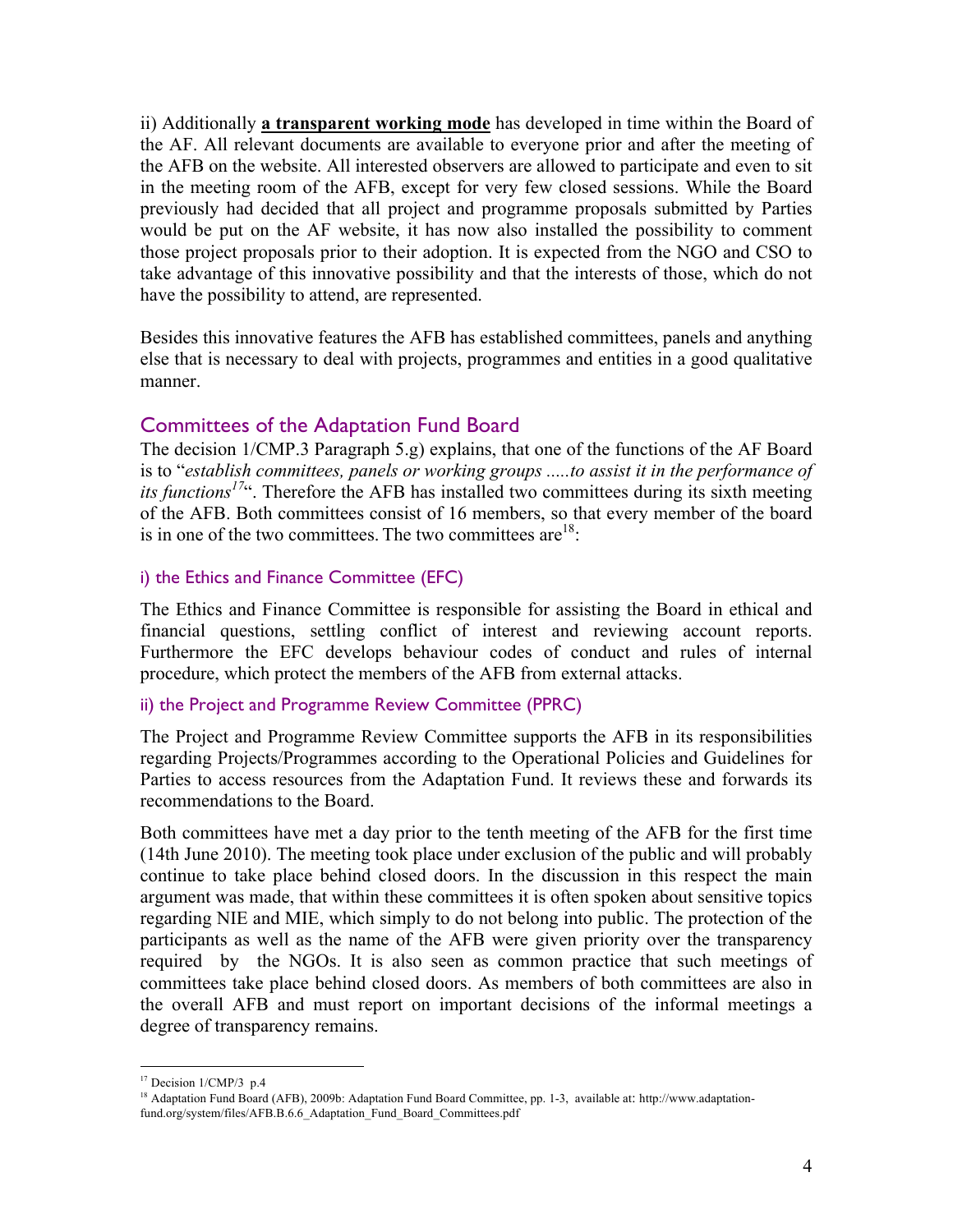ii) Additionally **a transparent working mode** has developed in time within the Board of the AF. All relevant documents are available to everyone prior and after the meeting of the AFB on the website. All interested observers are allowed to participate and even to sit in the meeting room of the AFB, except for very few closed sessions. While the Board previously had decided that all project and programme proposals submitted by Parties would be put on the AF website, it has now also installed the possibility to comment those project proposals prior to their adoption. It is expected from the NGO and CSO to take advantage of this innovative possibility and that the interests of those, which do not have the possibility to attend, are represented.

Besides this innovative features the AFB has established committees, panels and anything else that is necessary to deal with projects, programmes and entities in a good qualitative manner.

## Committees of the Adaptation Fund Board

The decision 1/CMP.3 Paragraph 5.g) explains, that one of the functions of the AF Board is to "*establish committees, panels or working groups .....to assist it in the performance of its functions*[17]". Therefore the AFB has installed two committees during its sixth meeting of the AFB. Both committees consist of 16 members, so that every member of the board is in one of the two committees. The two committees are[18]:

### i) the Ethics and Finance Committee (EFC)

The Ethics and Finance Committee is responsible for assisting the Board in ethical and financial questions, settling conflict of interest and reviewing account reports. Furthermore the EFC develops behaviour codes of conduct and rules of internal procedure, which protect the members of the AFB from external attacks.

### ii) the Project and Programme Review Committee (PPRC)

The Project and Programme Review Committee supports the AFB in its responsibilities regarding Projects/Programmes according to the Operational Policies and Guidelines for Parties to access resources from the Adaptation Fund. It reviews these and forwards its recommendations to the Board.

Both committees have met a day prior to the tenth meeting of the AFB for the first time (14th June 2010). The meeting took place under exclusion of the public and will probably continue to take place behind closed doors. In the discussion in this respect the main argument was made, that within these committees it is often spoken about sensitive topics regarding NIE and MIE, which simply to do not belong into public. The protection of the participants as well as the name of the AFB were given priority over the transparency required by the NGOs. It is also seen as common practice that such meetings of committees take place behind closed doors. As members of both committees are also in the overall AFB and must report on important decisions of the informal meetings a degree of transparency remains.

---

[17] Decision 1/CMP/3 p.4

[18] Adaptation Fund Board (AFB), 2009b: Adaptation Fund Board Committee, pp. 1-3, available at: http://www.adaptation-fund.org/system/files/AFB.B.6.6_Adaptation_Fund_Board_Committees.pdf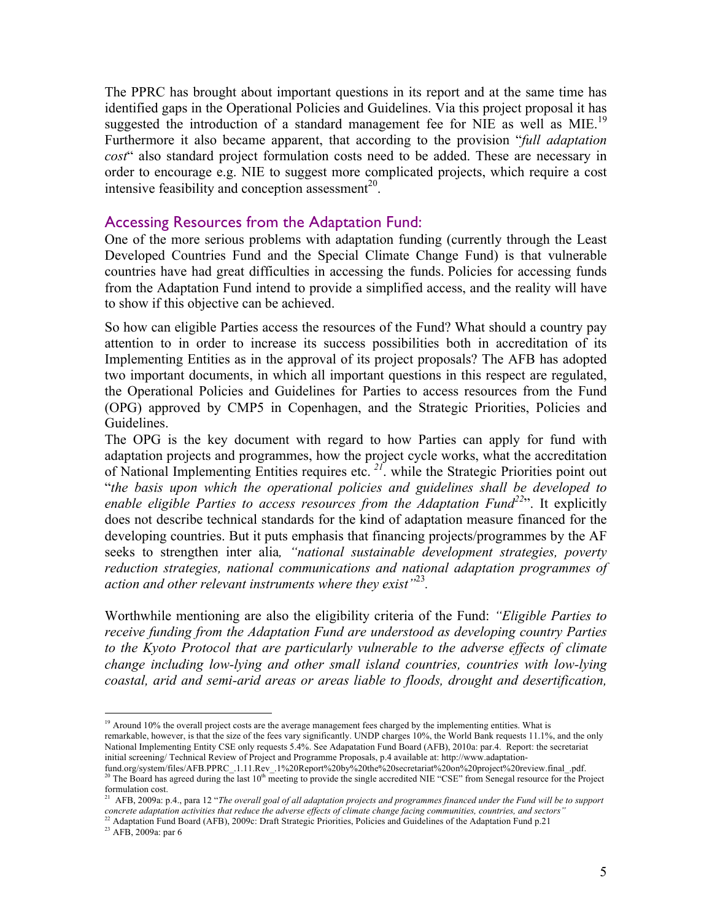The PPRC has brought about important questions in its report and at the same time has identified gaps in the Operational Policies and Guidelines. Via this project proposal it has suggested the introduction of a standard management fee for NIE as well as MIE.[19] Furthermore it also became apparent, that according to the provision "*full adaptation cost*" also standard project formulation costs need to be added. These are necessary in order to encourage e.g. NIE to suggest more complicated projects, which require a cost intensive feasibility and conception assessment[20].

## Accessing Resources from the Adaptation Fund:

One of the more serious problems with adaptation funding (currently through the Least Developed Countries Fund and the Special Climate Change Fund) is that vulnerable countries have had great difficulties in accessing the funds. Policies for accessing funds from the Adaptation Fund intend to provide a simplified access, and the reality will have to show if this objective can be achieved.

So how can eligible Parties access the resources of the Fund? What should a country pay attention to in order to increase its success possibilities both in accreditation of its Implementing Entities as in the approval of its project proposals? The AFB has adopted two important documents, in which all important questions in this respect are regulated, the Operational Policies and Guidelines for Parties to access resources from the Fund (OPG) approved by CMP5 in Copenhagen, and the Strategic Priorities, Policies and Guidelines.

The OPG is the key document with regard to how Parties can apply for fund with adaptation projects and programmes, how the project cycle works, what the accreditation of National Implementing Entities requires etc. [21]. while the Strategic Priorities point out "*the basis upon which the operational policies and guidelines shall be developed to enable eligible Parties to access resources from the Adaptation Fund*[22]". It explicitly does not describe technical standards for the kind of adaptation measure financed for the developing countries. But it puts emphasis that financing projects/programmes by the AF seeks to strengthen inter alia*, "national sustainable development strategies, poverty reduction strategies, national communications and national adaptation programmes of action and other relevant instruments where they exist"*[23].

Worthwhile mentioning are also the eligibility criteria of the Fund: *"Eligible Parties to receive funding from the Adaptation Fund are understood as developing country Parties to the Kyoto Protocol that are particularly vulnerable to the adverse effects of climate change including low-lying and other small island countries, countries with low-lying coastal, arid and semi-arid areas or areas liable to floods, drought and desertification,*

---

[19] Around 10% the overall project costs are the average management fees charged by the implementing entities. What is remarkable, however, is that the size of the fees vary significantly. UNDP charges 10%, the World Bank requests 11.1%, and the only National Implementing Entity CSE only requests 5.4%. See Adapatation Fund Board (AFB), 2010a: par.4. Report: the secretariat initial screening/ Technical Review of Project and Programme Proposals, p.4 available at: http://www.adaptation-fund.org/system/files/AFB.PPRC_.1.11.Rev_.1%20Report%20by%20the%20secretariat%20on%20project%20review.final_.pdf.

[20] The Board has agreed during the last 10th meeting to provide the single accredited NIE "CSE" from Senegal resource for the Project formulation cost.

[21] AFB, 2009a: p.4., para 12 "*The overall goal of all adaptation projects and programmes financed under the Fund will be to support concrete adaptation activities that reduce the adverse effects of climate change facing communities, countries, and sectors"*

[22] Adaptation Fund Board (AFB), 2009c: Draft Strategic Priorities, Policies and Guidelines of the Adaptation Fund p.21

[23] AFB, 2009a: par 6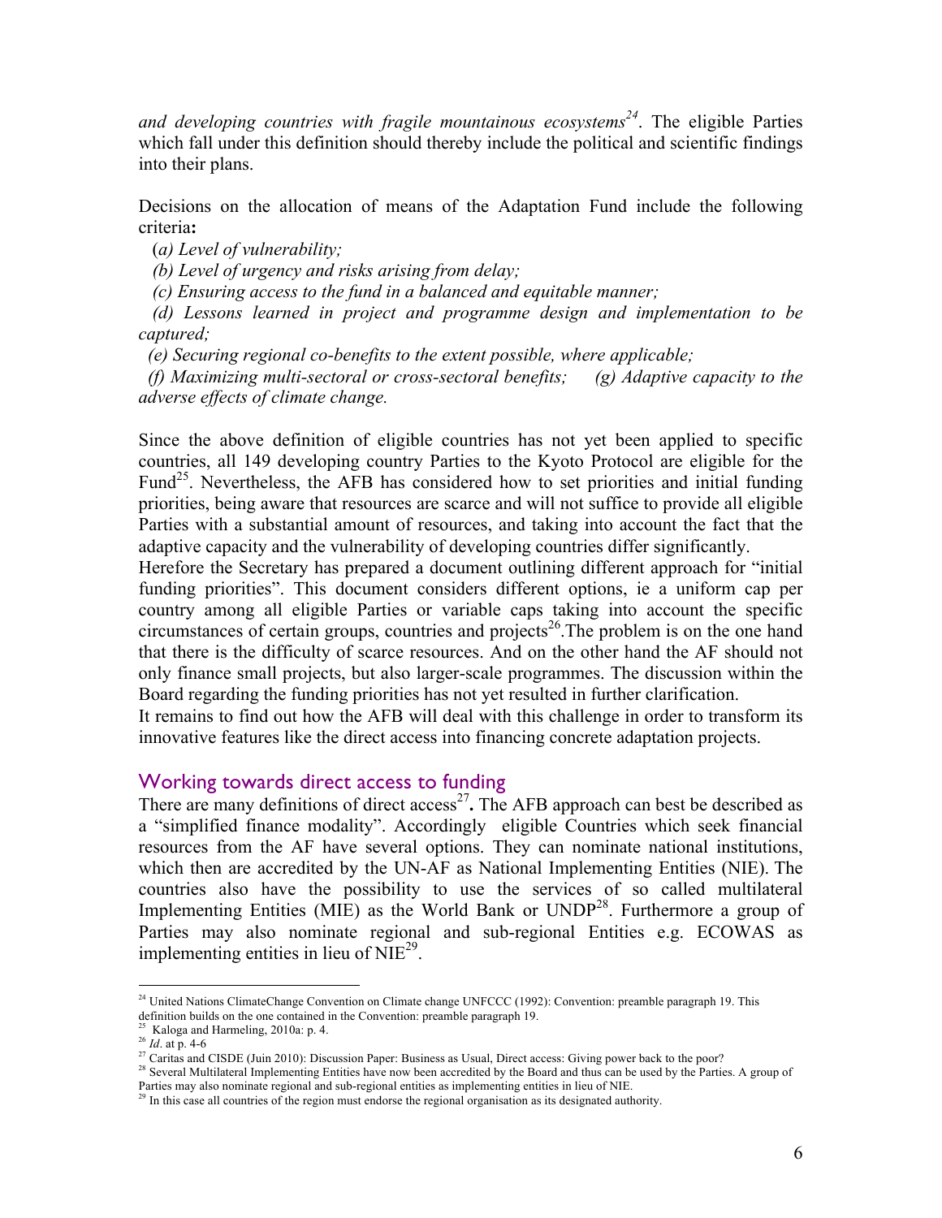*and developing countries with fragile mountainous ecosystems*[24]. The eligible Parties which fall under this definition should thereby include the political and scientific findings into their plans.

Decisions on the allocation of means of the Adaptation Fund include the following criteria**:**

(*a) Level of vulnerability;*

*(b) Level of urgency and risks arising from delay;*

*(c) Ensuring access to the fund in a balanced and equitable manner;*

*(d) Lessons learned in project and programme design and implementation to be captured;*

*(e) Securing regional co-benefits to the extent possible, where applicable;*

*(f) Maximizing multi-sectoral or cross-sectoral benefits; (g) Adaptive capacity to the adverse effects of climate change.*

Since the above definition of eligible countries has not yet been applied to specific countries, all 149 developing country Parties to the Kyoto Protocol are eligible for the Fund[25]. Nevertheless, the AFB has considered how to set priorities and initial funding priorities, being aware that resources are scarce and will not suffice to provide all eligible Parties with a substantial amount of resources, and taking into account the fact that the adaptive capacity and the vulnerability of developing countries differ significantly.

Herefore the Secretary has prepared a document outlining different approach for "initial funding priorities". This document considers different options, ie a uniform cap per country among all eligible Parties or variable caps taking into account the specific circumstances of certain groups, countries and projects[26].The problem is on the one hand that there is the difficulty of scarce resources. And on the other hand the AF should not only finance small projects, but also larger-scale programmes. The discussion within the Board regarding the funding priorities has not yet resulted in further clarification.

It remains to find out how the AFB will deal with this challenge in order to transform its innovative features like the direct access into financing concrete adaptation projects.

## Working towards direct access to funding

There are many definitions of direct access[27]**.** The AFB approach can best be described as a "simplified finance modality". Accordingly eligible Countries which seek financial resources from the AF have several options. They can nominate national institutions, which then are accredited by the UN-AF as National Implementing Entities (NIE). The countries also have the possibility to use the services of so called multilateral Implementing Entities (MIE) as the World Bank or UNDP[28]. Furthermore a group of Parties may also nominate regional and sub-regional Entities e.g. ECOWAS as implementing entities in lieu of NIE[29].

---

[24] United Nations ClimateChange Convention on Climate change UNFCCC (1992): Convention: preamble paragraph 19. This definition builds on the one contained in the Convention: preamble paragraph 19.

[25] Kaloga and Harmeling, 2010a: p. 4.

[26] *Id*. at p. 4-6

[27] Caritas and CISDE (Juin 2010): Discussion Paper: Business as Usual, Direct access: Giving power back to the poor?

[28] Several Multilateral Implementing Entities have now been accredited by the Board and thus can be used by the Parties. A group of Parties may also nominate regional and sub-regional entities as implementing entities in lieu of NIE.

[29] In this case all countries of the region must endorse the regional organisation as its designated authority.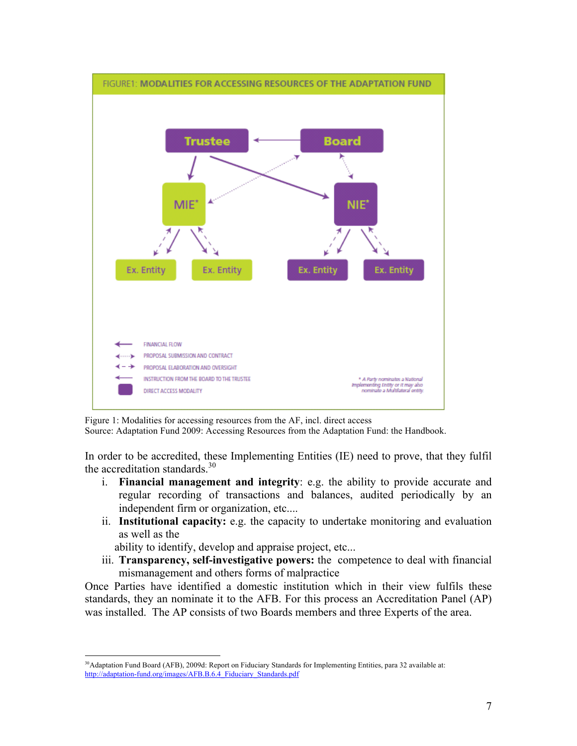FIGURE1: MODALITIES FOR ACCESSING RESOURCES OF THE ADAPTATION FUND

Trustee, Board, MIE*, NIE*, Ex. Entity, Ex. Entity, Ex. Entity, Ex. Entity

FINANCIAL FLOW
PROPOSAL SUBMISSION AND CONTRACT
PROPOSAL ELABORATION AND OVERSIGHT
INSTRUCTION FROM THE BOARD TO THE TRUSTEE
DIRECT ACCESS MODALITY

* A Party nominates a National Implementing Entity or it may also nominate a Multilateral entity

Figure 1: Modalities for accessing resources from the AF, incl. direct access
Source: Adaptation Fund 2009: Accessing Resources from the Adaptation Fund: the Handbook.

In order to be accredited, these Implementing Entities (IE) need to prove, that they fulfil the accreditation standards.[30]

i. **Financial management and integrity**: e.g. the ability to provide accurate and regular recording of transactions and balances, audited periodically by an independent firm or organization, etc....
ii. **Institutional capacity:** e.g. the capacity to undertake monitoring and evaluation as well as the ability to identify, develop and appraise project, etc...
iii. **Transparency, self-investigative powers:** the competence to deal with financial mismanagement and others forms of malpractice

Once Parties have identified a domestic institution which in their view fulfils these standards, they an nominate it to the AFB. For this process an Accreditation Panel (AP) was installed. The AP consists of two Boards members and three Experts of the area.

[30] Adaptation Fund Board (AFB), 2009d: Report on Fiduciary Standards for Implementing Entities, para 32 available at: http://adaptation-fund.org/images/AFB.B.6.4_Fiduciary_Standards.pdf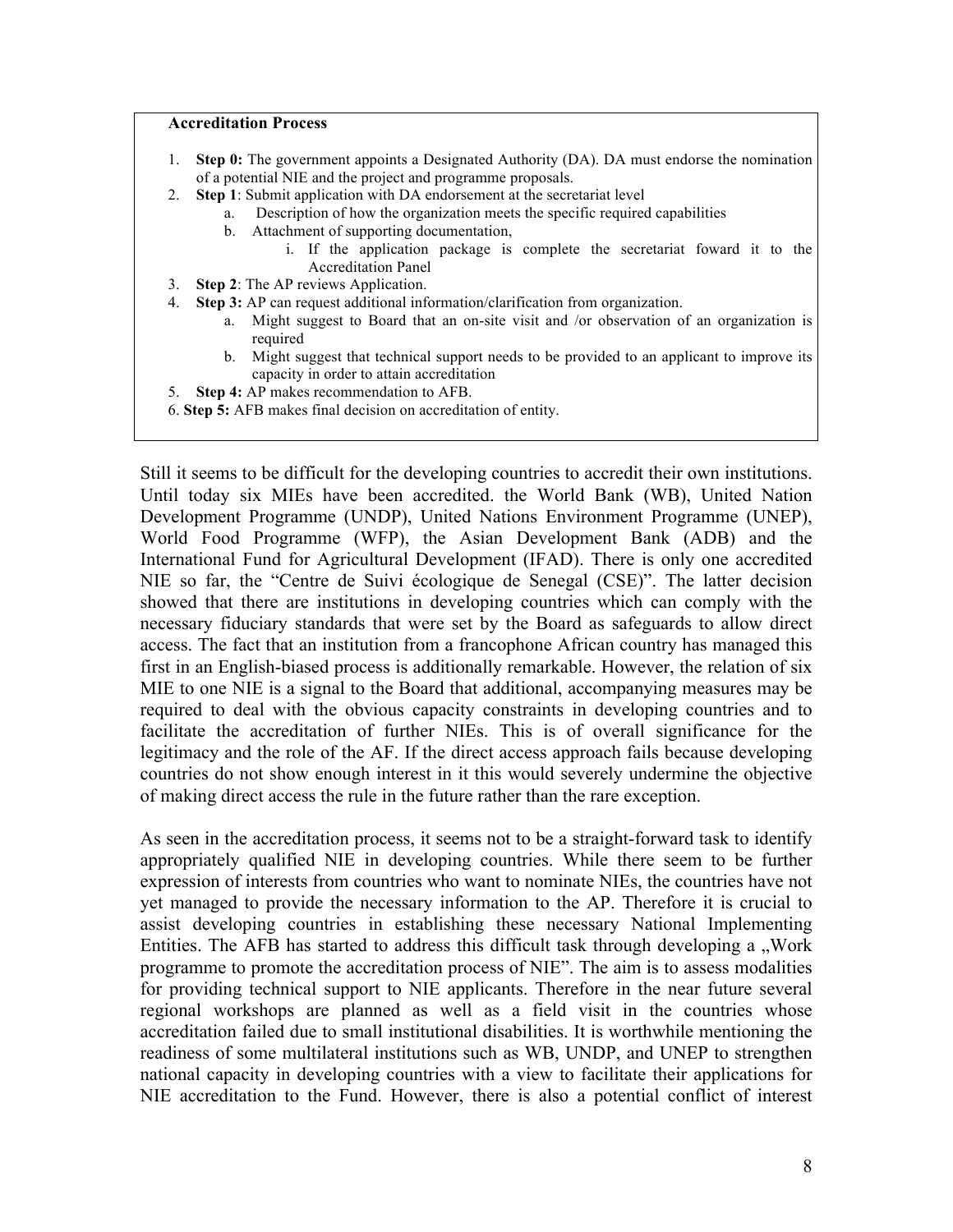**Accreditation Process**

1. **Step 0:** The government appoints a Designated Authority (DA). DA must endorse the nomination of a potential NIE and the project and programme proposals.
2. **Step 1**: Submit application with DA endorsement at the secretariat level
   a. Description of how the organization meets the specific required capabilities
   b. Attachment of supporting documentation,
      i. If the application package is complete the secretariat foward it to the Accreditation Panel
3. **Step 2**: The AP reviews Application.
4. **Step 3:** AP can request additional information/clarification from organization.
   a. Might suggest to Board that an on-site visit and /or observation of an organization is required
   b. Might suggest that technical support needs to be provided to an applicant to improve its capacity in order to attain accreditation
5. **Step 4:** AP makes recommendation to AFB.
6. **Step 5:** AFB makes final decision on accreditation of entity.

Still it seems to be difficult for the developing countries to accredit their own institutions. Until today six MIEs have been accredited. the World Bank (WB), United Nation Development Programme (UNDP), United Nations Environment Programme (UNEP), World Food Programme (WFP), the Asian Development Bank (ADB) and the International Fund for Agricultural Development (IFAD). There is only one accredited NIE so far, the "Centre de Suivi écologique de Senegal (CSE)". The latter decision showed that there are institutions in developing countries which can comply with the necessary fiduciary standards that were set by the Board as safeguards to allow direct access. The fact that an institution from a francophone African country has managed this first in an English-biased process is additionally remarkable. However, the relation of six MIE to one NIE is a signal to the Board that additional, accompanying measures may be required to deal with the obvious capacity constraints in developing countries and to facilitate the accreditation of further NIEs. This is of overall significance for the legitimacy and the role of the AF. If the direct access approach fails because developing countries do not show enough interest in it this would severely undermine the objective of making direct access the rule in the future rather than the rare exception.

As seen in the accreditation process, it seems not to be a straight-forward task to identify appropriately qualified NIE in developing countries. While there seem to be further expression of interests from countries who want to nominate NIEs, the countries have not yet managed to provide the necessary information to the AP. Therefore it is crucial to assist developing countries in establishing these necessary National Implementing Entities. The AFB has started to address this difficult task through developing a „Work programme to promote the accreditation process of NIE". The aim is to assess modalities for providing technical support to NIE applicants. Therefore in the near future several regional workshops are planned as well as a field visit in the countries whose accreditation failed due to small institutional disabilities. It is worthwhile mentioning the readiness of some multilateral institutions such as WB, UNDP, and UNEP to strengthen national capacity in developing countries with a view to facilitate their applications for NIE accreditation to the Fund. However, there is also a potential conflict of interest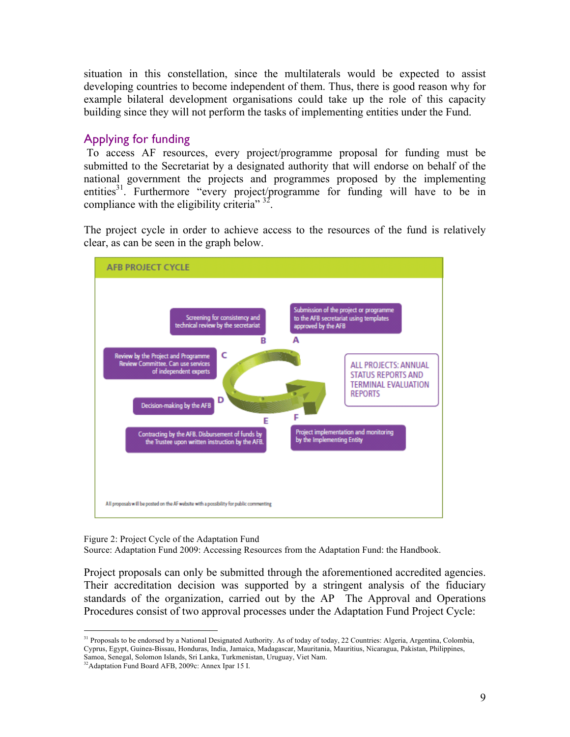situation in this constellation, since the multilaterals would be expected to assist developing countries to become independent of them. Thus, there is good reason why for example bilateral development organisations could take up the role of this capacity building since they will not perform the tasks of implementing entities under the Fund.

## Applying for funding

To access AF resources, every project/programme proposal for funding must be submitted to the Secretariat by a designated authority that will endorse on behalf of the national government the projects and programmes proposed by the implementing entities[31]. Furthermore "every project/programme for funding will have to be in compliance with the eligibility criteria" [32].

The project cycle in order to achieve access to the resources of the fund is relatively clear, as can be seen in the graph below.

**AFB PROJECT CYCLE**

- A: Submission of the project or programme to the AFB secretariat using templates approved by the AFB
- B: Screening for consistency and technical review by the secretariat
- C: Review by the Project and Programme Review Committee. Can use services of independent experts
- D: Decision-making by the AFB
- E: Contracting by the AFB. Disbursement of funds by the Trustee upon written instruction by the AFB.
- F: Project implementation and monitoring by the Implementing Entity

ALL PROJECTS: ANNUAL STATUS REPORTS AND TERMINAL EVALUATION REPORTS

All proposals will be posted on the AF website with a possibility for public commenting

Figure 2: Project Cycle of the Adaptation Fund
Source: Adaptation Fund 2009: Accessing Resources from the Adaptation Fund: the Handbook.

Project proposals can only be submitted through the aforementioned accredited agencies. Their accreditation decision was supported by a stringent analysis of the fiduciary standards of the organization, carried out by the AP The Approval and Operations Procedures consist of two approval processes under the Adaptation Fund Project Cycle:

---

[31] Proposals to be endorsed by a National Designated Authority. As of today of today, 22 Countries: Algeria, Argentina, Colombia, Cyprus, Egypt, Guinea-Bissau, Honduras, India, Jamaica, Madagascar, Mauritania, Mauritius, Nicaragua, Pakistan, Philippines, Samoa, Senegal, Solomon Islands, Sri Lanka, Turkmenistan, Uruguay, Viet Nam.

[32] Adaptation Fund Board AFB, 2009c: Annex Ipar 15 I.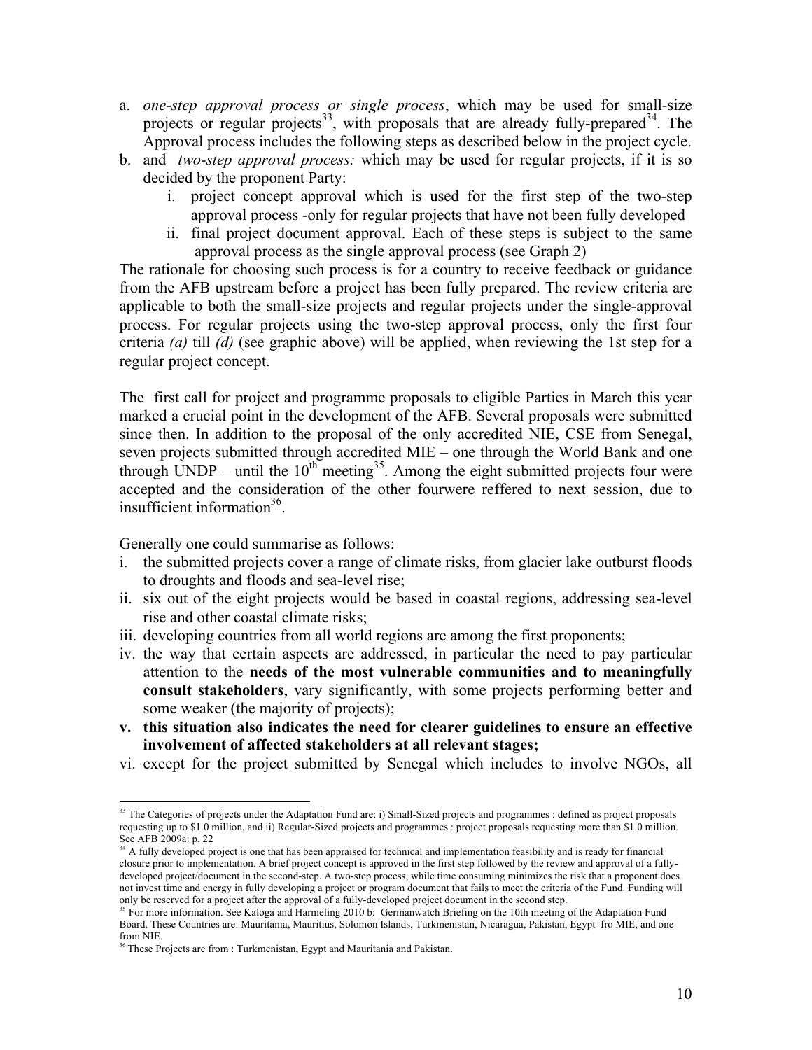a. *one-step approval process or single process*, which may be used for small-size projects or regular projects[33], with proposals that are already fully-prepared[34]. The Approval process includes the following steps as described below in the project cycle.
b. and *two-step approval process:* which may be used for regular projects, if it is so decided by the proponent Party:
   i. project concept approval which is used for the first step of the two-step approval process -only for regular projects that have not been fully developed
   ii. final project document approval. Each of these steps is subject to the same approval process as the single approval process (see Graph 2)

The rationale for choosing such process is for a country to receive feedback or guidance from the AFB upstream before a project has been fully prepared. The review criteria are applicable to both the small-size projects and regular projects under the single-approval process. For regular projects using the two-step approval process, only the first four criteria *(a)* till *(d)* (see graphic above) will be applied, when reviewing the 1st step for a regular project concept.

The first call for project and programme proposals to eligible Parties in March this year marked a crucial point in the development of the AFB. Several proposals were submitted since then. In addition to the proposal of the only accredited NIE, CSE from Senegal, seven projects submitted through accredited MIE – one through the World Bank and one through UNDP – until the 10th meeting[35]. Among the eight submitted projects four were accepted and the consideration of the other fourwere reffered to next session, due to insufficient information[36].

Generally one could summarise as follows:

i. the submitted projects cover a range of climate risks, from glacier lake outburst floods to droughts and floods and sea-level rise;
ii. six out of the eight projects would be based in coastal regions, addressing sea-level rise and other coastal climate risks;
iii. developing countries from all world regions are among the first proponents;
iv. the way that certain aspects are addressed, in particular the need to pay particular attention to the **needs of the most vulnerable communities and to meaningfully consult stakeholders**, vary significantly, with some projects performing better and some weaker (the majority of projects);
v. **this situation also indicates the need for clearer guidelines to ensure an effective involvement of affected stakeholders at all relevant stages;**
vi. except for the project submitted by Senegal which includes to involve NGOs, all

---

[33] The Categories of projects under the Adaptation Fund are: i) Small-Sized projects and programmes : defined as project proposals requesting up to \$1.0 million, and ii) Regular-Sized projects and programmes : project proposals requesting more than \$1.0 million. See AFB 2009a: p. 22

[34] A fully developed project is one that has been appraised for technical and implementation feasibility and is ready for financial closure prior to implementation. A brief project concept is approved in the first step followed by the review and approval of a fully-developed project/document in the second-step. A two-step process, while time consuming minimizes the risk that a proponent does not invest time and energy in fully developing a project or program document that fails to meet the criteria of the Fund. Funding will only be reserved for a project after the approval of a fully-developed project document in the second step.

[35] For more information. See Kaloga and Harmeling 2010 b: Germanwatch Briefing on the 10th meeting of the Adaptation Fund Board. These Countries are: Mauritania, Mauritius, Solomon Islands, Turkmenistan, Nicaragua, Pakistan, Egypt fro MIE, and one from NIE.

[36] These Projects are from : Turkmenistan, Egypt and Mauritania and Pakistan.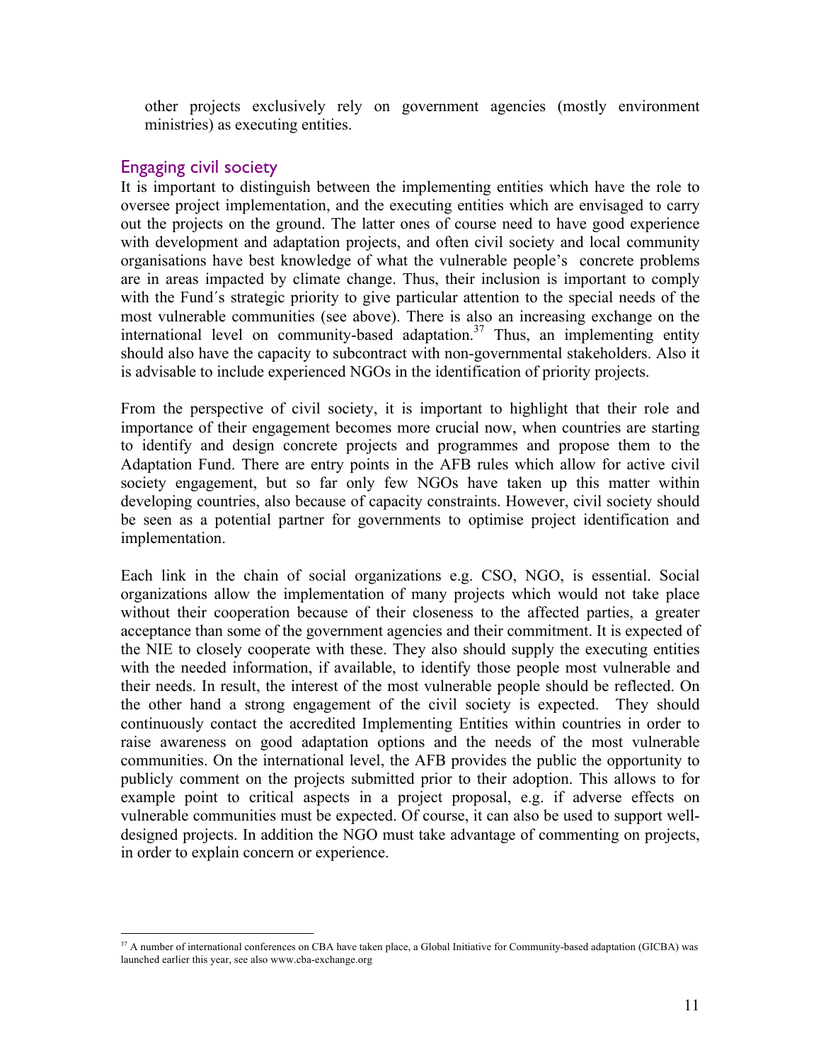other projects exclusively rely on government agencies (mostly environment ministries) as executing entities.

## Engaging civil society

It is important to distinguish between the implementing entities which have the role to oversee project implementation, and the executing entities which are envisaged to carry out the projects on the ground. The latter ones of course need to have good experience with development and adaptation projects, and often civil society and local community organisations have best knowledge of what the vulnerable people's concrete problems are in areas impacted by climate change. Thus, their inclusion is important to comply with the Fund´s strategic priority to give particular attention to the special needs of the most vulnerable communities (see above). There is also an increasing exchange on the international level on community-based adaptation.[37] Thus, an implementing entity should also have the capacity to subcontract with non-governmental stakeholders. Also it is advisable to include experienced NGOs in the identification of priority projects.

From the perspective of civil society, it is important to highlight that their role and importance of their engagement becomes more crucial now, when countries are starting to identify and design concrete projects and programmes and propose them to the Adaptation Fund. There are entry points in the AFB rules which allow for active civil society engagement, but so far only few NGOs have taken up this matter within developing countries, also because of capacity constraints. However, civil society should be seen as a potential partner for governments to optimise project identification and implementation.

Each link in the chain of social organizations e.g. CSO, NGO, is essential. Social organizations allow the implementation of many projects which would not take place without their cooperation because of their closeness to the affected parties, a greater acceptance than some of the government agencies and their commitment. It is expected of the NIE to closely cooperate with these. They also should supply the executing entities with the needed information, if available, to identify those people most vulnerable and their needs. In result, the interest of the most vulnerable people should be reflected. On the other hand a strong engagement of the civil society is expected. They should continuously contact the accredited Implementing Entities within countries in order to raise awareness on good adaptation options and the needs of the most vulnerable communities. On the international level, the AFB provides the public the opportunity to publicly comment on the projects submitted prior to their adoption. This allows to for example point to critical aspects in a project proposal, e.g. if adverse effects on vulnerable communities must be expected. Of course, it can also be used to support well-designed projects. In addition the NGO must take advantage of commenting on projects, in order to explain concern or experience.

---

[37] A number of international conferences on CBA have taken place, a Global Initiative for Community-based adaptation (GICBA) was launched earlier this year, see also www.cba-exchange.org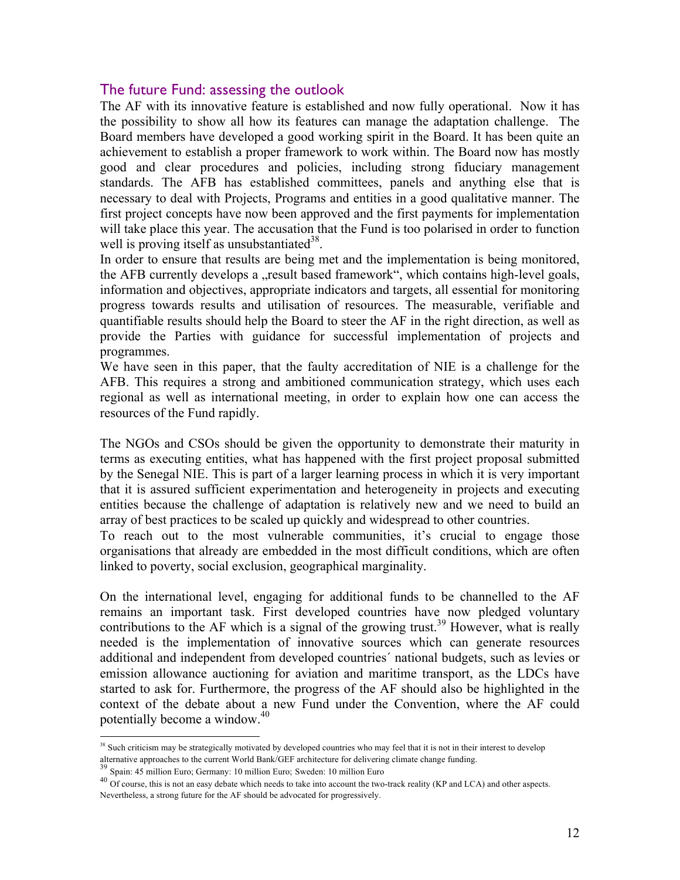## The future Fund: assessing the outlook

The AF with its innovative feature is established and now fully operational. Now it has the possibility to show all how its features can manage the adaptation challenge. The Board members have developed a good working spirit in the Board. It has been quite an achievement to establish a proper framework to work within. The Board now has mostly good and clear procedures and policies, including strong fiduciary management standards. The AFB has established committees, panels and anything else that is necessary to deal with Projects, Programs and entities in a good qualitative manner. The first project concepts have now been approved and the first payments for implementation will take place this year. The accusation that the Fund is too polarised in order to function well is proving itself as unsubstantiated[38].

In order to ensure that results are being met and the implementation is being monitored, the AFB currently develops a „result based framework", which contains high-level goals, information and objectives, appropriate indicators and targets, all essential for monitoring progress towards results and utilisation of resources. The measurable, verifiable and quantifiable results should help the Board to steer the AF in the right direction, as well as provide the Parties with guidance for successful implementation of projects and programmes.

We have seen in this paper, that the faulty accreditation of NIE is a challenge for the AFB. This requires a strong and ambitioned communication strategy, which uses each regional as well as international meeting, in order to explain how one can access the resources of the Fund rapidly.

The NGOs and CSOs should be given the opportunity to demonstrate their maturity in terms as executing entities, what has happened with the first project proposal submitted by the Senegal NIE. This is part of a larger learning process in which it is very important that it is assured sufficient experimentation and heterogeneity in projects and executing entities because the challenge of adaptation is relatively new and we need to build an array of best practices to be scaled up quickly and widespread to other countries.

To reach out to the most vulnerable communities, it's crucial to engage those organisations that already are embedded in the most difficult conditions, which are often linked to poverty, social exclusion, geographical marginality.

On the international level, engaging for additional funds to be channelled to the AF remains an important task. First developed countries have now pledged voluntary contributions to the AF which is a signal of the growing trust.[39] However, what is really needed is the implementation of innovative sources which can generate resources additional and independent from developed countries´ national budgets, such as levies or emission allowance auctioning for aviation and maritime transport, as the LDCs have started to ask for. Furthermore, the progress of the AF should also be highlighted in the context of the debate about a new Fund under the Convention, where the AF could potentially become a window.[40]

---

[38] Such criticism may be strategically motivated by developed countries who may feel that it is not in their interest to develop alternative approaches to the current World Bank/GEF architecture for delivering climate change funding.

[39] Spain: 45 million Euro; Germany: 10 million Euro; Sweden: 10 million Euro

[40] Of course, this is not an easy debate which needs to take into account the two-track reality (KP and LCA) and other aspects. Nevertheless, a strong future for the AF should be advocated for progressively.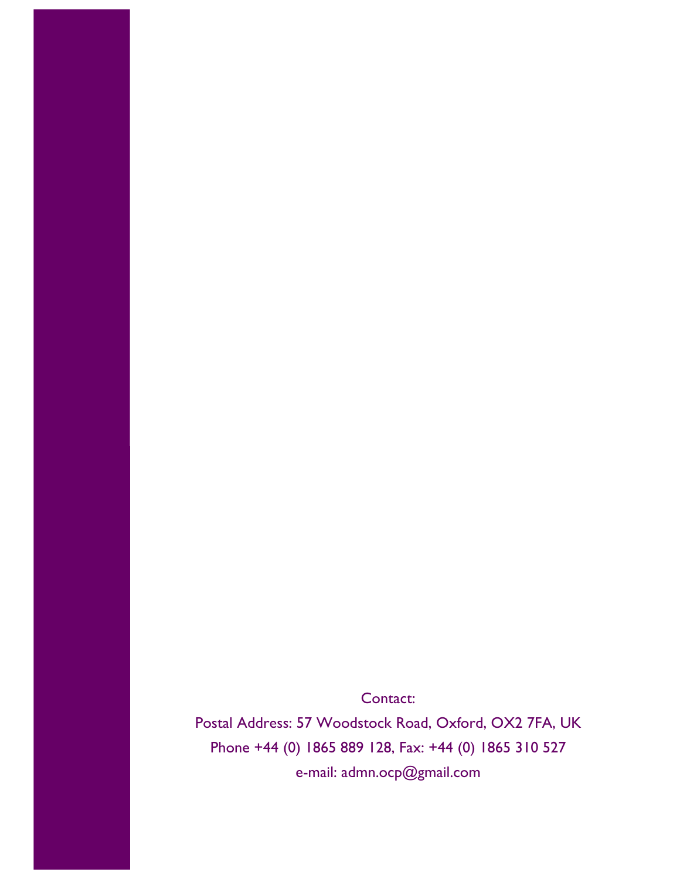Contact:

Postal Address: 57 Woodstock Road, Oxford, OX2 7FA, UK

Phone +44 (0) 1865 889 128, Fax: +44 (0) 1865 310 527

e-mail: admn.ocp@gmail.com